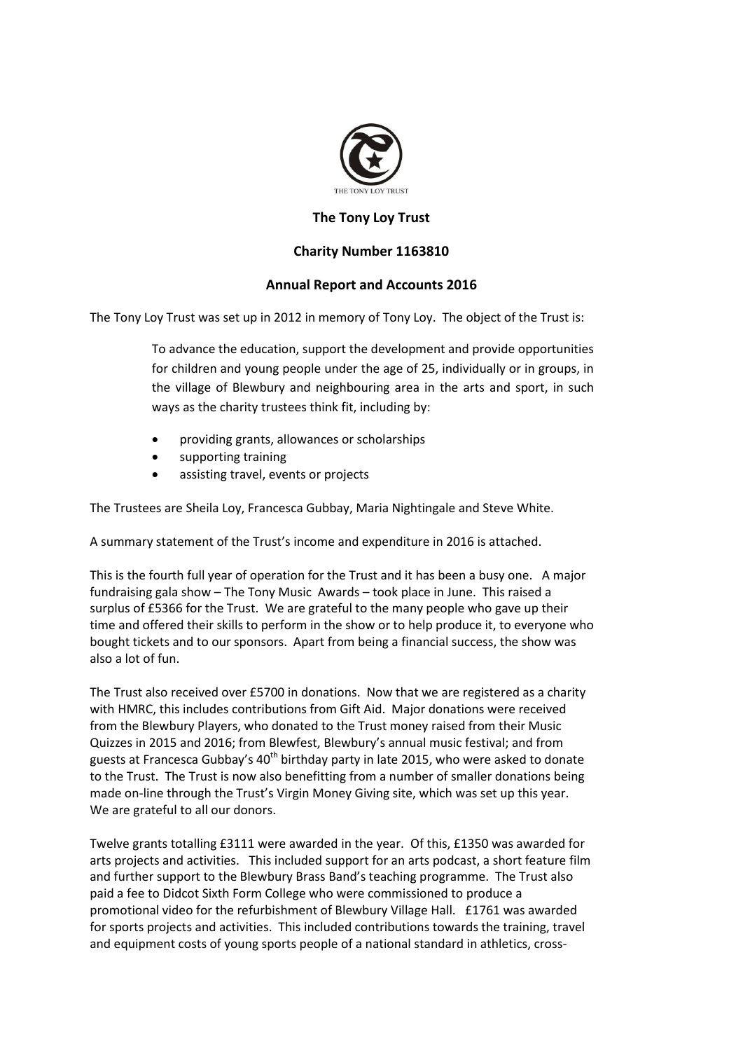THE TONY LOY TRUST

# The Tony Loy Trust

## Charity Number 1163810

## Annual Report and Accounts 2016

The Tony Loy Trust was set up in 2012 in memory of Tony Loy. The object of the Trust is:

> To advance the education, support the development and provide opportunities for children and young people under the age of 25, individually or in groups, in the village of Blewbury and neighbouring area in the arts and sport, in such ways as the charity trustees think fit, including by:
>
> - providing grants, allowances or scholarships
> - supporting training
> - assisting travel, events or projects

The Trustees are Sheila Loy, Francesca Gubbay, Maria Nightingale and Steve White.

A summary statement of the Trust's income and expenditure in 2016 is attached.

This is the fourth full year of operation for the Trust and it has been a busy one. A major fundraising gala show – The Tony Music Awards – took place in June. This raised a surplus of £5366 for the Trust. We are grateful to the many people who gave up their time and offered their skills to perform in the show or to help produce it, to everyone who bought tickets and to our sponsors. Apart from being a financial success, the show was also a lot of fun.

The Trust also received over £5700 in donations. Now that we are registered as a charity with HMRC, this includes contributions from Gift Aid. Major donations were received from the Blewbury Players, who donated to the Trust money raised from their Music Quizzes in 2015 and 2016; from Blewfest, Blewbury's annual music festival; and from guests at Francesca Gubbay's 40th birthday party in late 2015, who were asked to donate to the Trust. The Trust is now also benefitting from a number of smaller donations being made on-line through the Trust's Virgin Money Giving site, which was set up this year. We are grateful to all our donors.

Twelve grants totalling £3111 were awarded in the year. Of this, £1350 was awarded for arts projects and activities. This included support for an arts podcast, a short feature film and further support to the Blewbury Brass Band's teaching programme. The Trust also paid a fee to Didcot Sixth Form College who were commissioned to produce a promotional video for the refurbishment of Blewbury Village Hall. £1761 was awarded for sports projects and activities. This included contributions towards the training, travel and equipment costs of young sports people of a national standard in athletics, cross-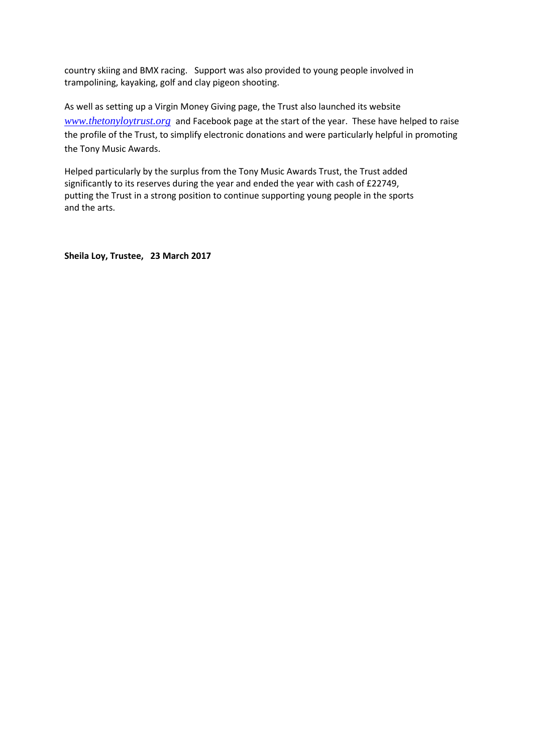country skiing and BMX racing. Support was also provided to young people involved in trampolining, kayaking, golf and clay pigeon shooting.

As well as setting up a Virgin Money Giving page, the Trust also launched its website *www.thetonyloytrust.org* and Facebook page at the start of the year. These have helped to raise the profile of the Trust, to simplify electronic donations and were particularly helpful in promoting the Tony Music Awards.

Helped particularly by the surplus from the Tony Music Awards Trust, the Trust added significantly to its reserves during the year and ended the year with cash of £22749, putting the Trust in a strong position to continue supporting young people in the sports and the arts.

**Sheila Loy, Trustee, 23 March 2017**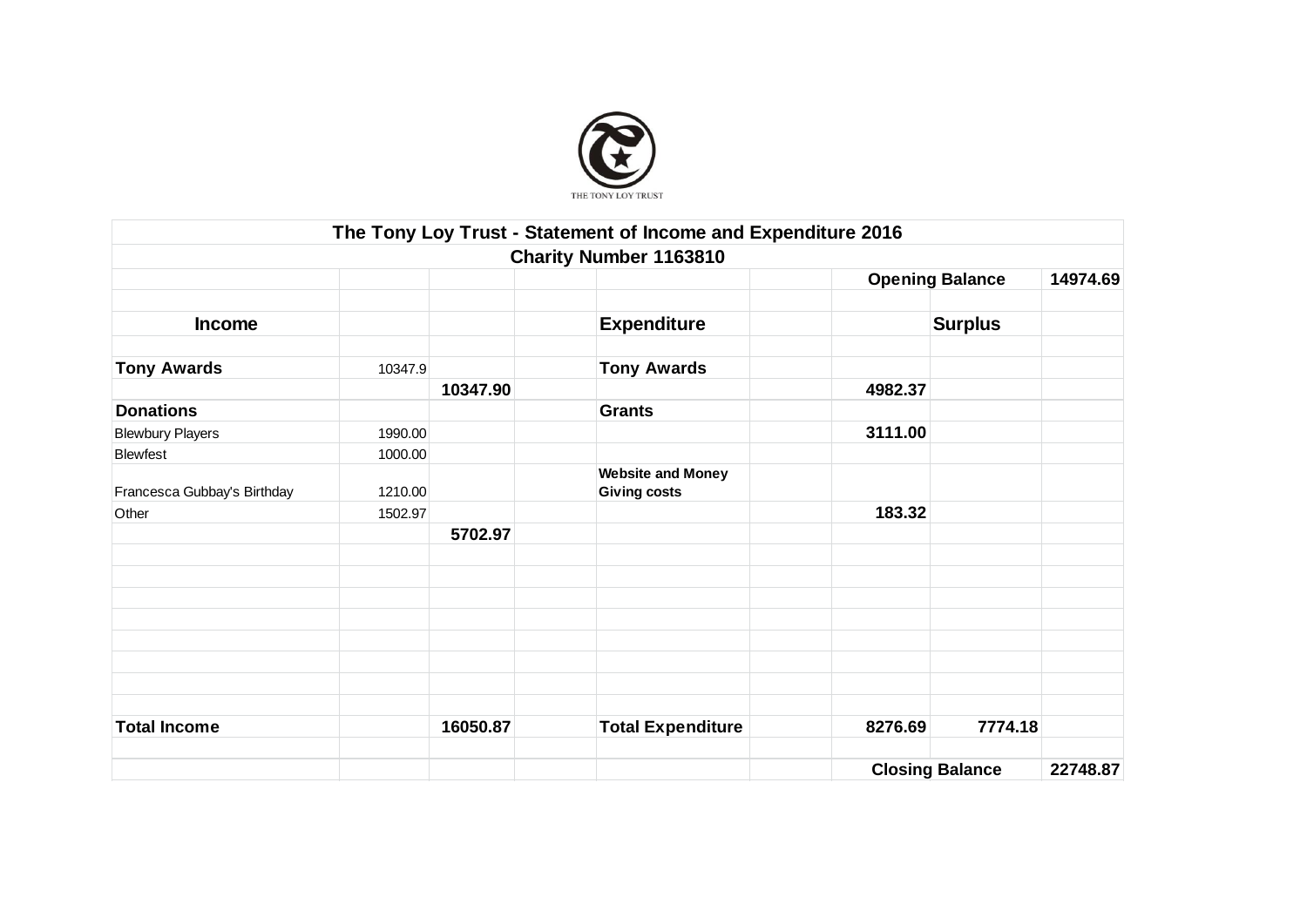THE TONY LOY TRUST

| | | | | | | | |
|---|---|---|---|---|---|---|---|
| **The Tony Loy Trust - Statement of Income and Expenditure 2016** | | | | | | | |
| **Charity Number 1163810** | | | | | | | |
| | | | | | **Opening Balance** | | **14974.69** |
| | | | | | | | |
| **Income** | | | **Expenditure** | | | **Surplus** | |
| | | | | | | | |
| **Tony Awards** | 10347.9 | | **Tony Awards** | | | | |
| | | **10347.90** | | | **4982.37** | | |
| **Donations** | | | **Grants** | | | | |
| Blewbury Players | 1990.00 | | | | **3111.00** | | |
| Blewfest | 1000.00 | | | | | | |
| Francesca Gubbay's Birthday | 1210.00 | | **Website and Money Giving costs** | | | | |
| Other | 1502.97 | | | | **183.32** | | |
| | | **5702.97** | | | | | |
| **Total Income** | | **16050.87** | **Total Expenditure** | | **8276.69** | **7774.18** | |
| | | | | | | | |
| | | | | | **Closing Balance** | | **22748.87** |